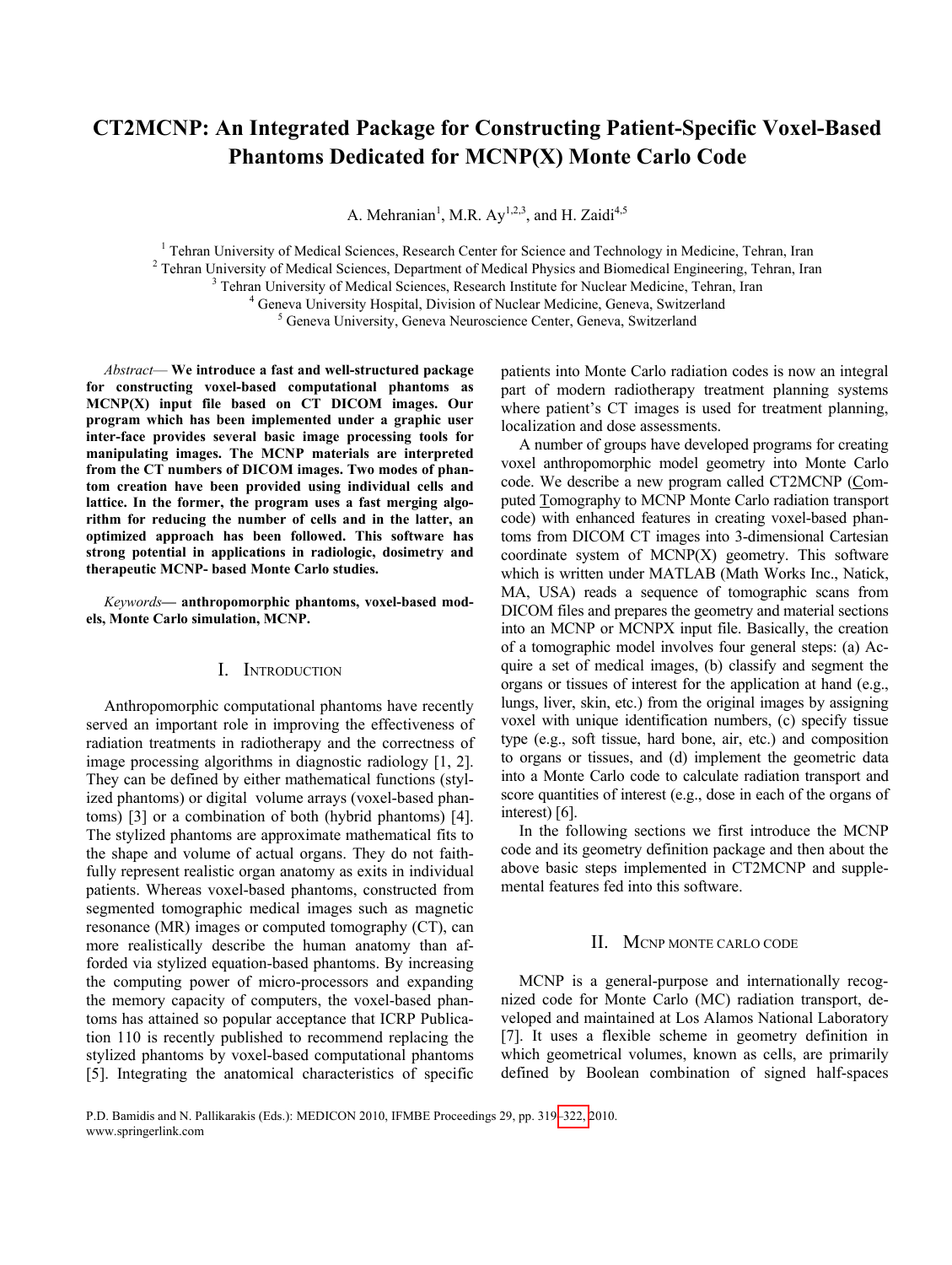# CT2MCNP: An Integrated Package for Constructing Patient-Specific Voxel-Based Phantoms Dedicated for MCNP(X) Monte Carlo Code

A. Mehranian[1], M.R. Ay[1,2,3], and H. Zaidi[4,5]

[1] Tehran University of Medical Sciences, Research Center for Science and Technology in Medicine, Tehran, Iran
[2] Tehran University of Medical Sciences, Department of Medical Physics and Biomedical Engineering, Tehran, Iran
[3] Tehran University of Medical Sciences, Research Institute for Nuclear Medicine, Tehran, Iran
[4] Geneva University Hospital, Division of Nuclear Medicine, Geneva, Switzerland
[5] Geneva University, Geneva Neuroscience Center, Geneva, Switzerland

*Abstract*— **We introduce a fast and well-structured package for constructing voxel-based computational phantoms as MCNP(X) input file based on CT DICOM images. Our program which has been implemented under a graphic user inter-face provides several basic image processing tools for manipulating images. The MCNP materials are interpreted from the CT numbers of DICOM images. Two modes of phantom creation have been provided using individual cells and lattice. In the former, the program uses a fast merging algorithm for reducing the number of cells and in the latter, an optimized approach has been followed. This software has strong potential in applications in radiologic, dosimetry and therapeutic MCNP- based Monte Carlo studies.**

*Keywords*— **anthropomorphic phantoms, voxel-based models, Monte Carlo simulation, MCNP.**

## I. Introduction

Anthropomorphic computational phantoms have recently served an important role in improving the effectiveness of radiation treatments in radiotherapy and the correctness of image processing algorithms in diagnostic radiology [1, 2]. They can be defined by either mathematical functions (stylized phantoms) or digital volume arrays (voxel-based phantoms) [3] or a combination of both (hybrid phantoms) [4]. The stylized phantoms are approximate mathematical fits to the shape and volume of actual organs. They do not faithfully represent realistic organ anatomy as exits in individual patients. Whereas voxel-based phantoms, constructed from segmented tomographic medical images such as magnetic resonance (MR) images or computed tomography (CT), can more realistically describe the human anatomy than afforded via stylized equation-based phantoms. By increasing the computing power of micro-processors and expanding the memory capacity of computers, the voxel-based phantoms has attained so popular acceptance that ICRP Publication 110 is recently published to recommend replacing the stylized phantoms by voxel-based computational phantoms [5]. Integrating the anatomical characteristics of specific patients into Monte Carlo radiation codes is now an integral part of modern radiotherapy treatment planning systems where patient's CT images is used for treatment planning, localization and dose assessments.

A number of groups have developed programs for creating voxel anthropomorphic model geometry into Monte Carlo code. We describe a new program called CT2MCNP (Computed Tomography to MCNP Monte Carlo radiation transport code) with enhanced features in creating voxel-based phantoms from DICOM CT images into 3-dimensional Cartesian coordinate system of MCNP(X) geometry. This software which is written under MATLAB (Math Works Inc., Natick, MA, USA) reads a sequence of tomographic scans from DICOM files and prepares the geometry and material sections into an MCNP or MCNPX input file. Basically, the creation of a tomographic model involves four general steps: (a) Acquire a set of medical images, (b) classify and segment the organs or tissues of interest for the application at hand (e.g., lungs, liver, skin, etc.) from the original images by assigning voxel with unique identification numbers, (c) specify tissue type (e.g., soft tissue, hard bone, air, etc.) and composition to organs or tissues, and (d) implement the geometric data into a Monte Carlo code to calculate radiation transport and score quantities of interest (e.g., dose in each of the organs of interest) [6].

In the following sections we first introduce the MCNP code and its geometry definition package and then about the above basic steps implemented in CT2MCNP and supplemental features fed into this software.

## II. MCNP Monte Carlo Code

MCNP is a general-purpose and internationally recognized code for Monte Carlo (MC) radiation transport, developed and maintained at Los Alamos National Laboratory [7]. It uses a flexible scheme in geometry definition in which geometrical volumes, known as cells, are primarily defined by Boolean combination of signed half-spaces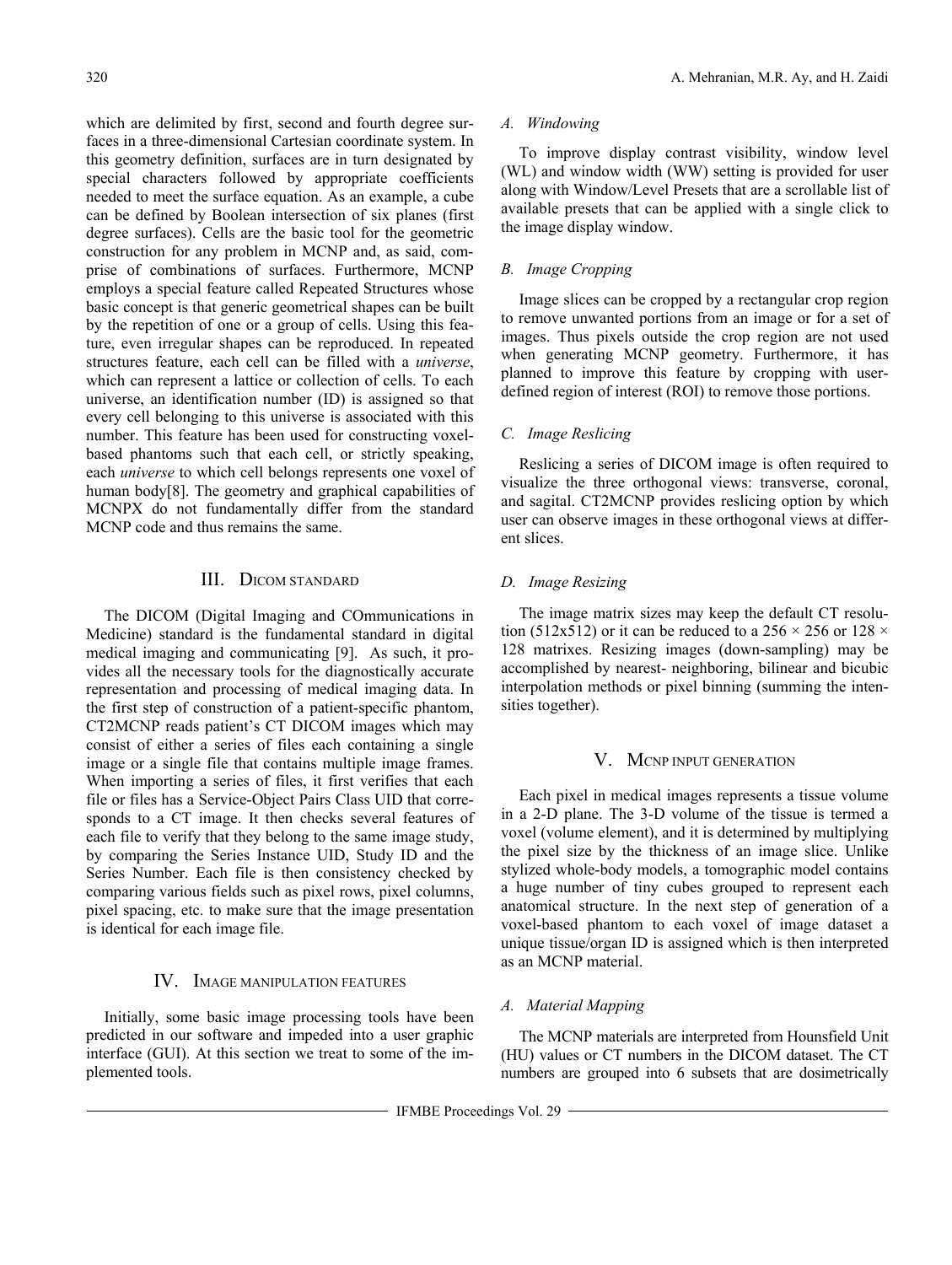which are delimited by first, second and fourth degree surfaces in a three-dimensional Cartesian coordinate system. In this geometry definition, surfaces are in turn designated by special characters followed by appropriate coefficients needed to meet the surface equation. As an example, a cube can be defined by Boolean intersection of six planes (first degree surfaces). Cells are the basic tool for the geometric construction for any problem in MCNP and, as said, comprise of combinations of surfaces. Furthermore, MCNP employs a special feature called Repeated Structures whose basic concept is that generic geometrical shapes can be built by the repetition of one or a group of cells. Using this feature, even irregular shapes can be reproduced. In repeated structures feature, each cell can be filled with a *universe*, which can represent a lattice or collection of cells. To each universe, an identification number (ID) is assigned so that every cell belonging to this universe is associated with this number. This feature has been used for constructing voxel-based phantoms such that each cell, or strictly speaking, each *universe* to which cell belongs represents one voxel of human body[8]. The geometry and graphical capabilities of MCNPX do not fundamentally differ from the standard MCNP code and thus remains the same.

## III. DICOM STANDARD

The DICOM (Digital Imaging and COmmunications in Medicine) standard is the fundamental standard in digital medical imaging and communicating [9]. As such, it provides all the necessary tools for the diagnostically accurate representation and processing of medical imaging data. In the first step of construction of a patient-specific phantom, CT2MCNP reads patient's CT DICOM images which may consist of either a series of files each containing a single image or a single file that contains multiple image frames. When importing a series of files, it first verifies that each file or files has a Service-Object Pairs Class UID that corresponds to a CT image. It then checks several features of each file to verify that they belong to the same image study, by comparing the Series Instance UID, Study ID and the Series Number. Each file is then consistency checked by comparing various fields such as pixel rows, pixel columns, pixel spacing, etc. to make sure that the image presentation is identical for each image file.

## IV. IMAGE MANIPULATION FEATURES

Initially, some basic image processing tools have been predicted in our software and impeded into a user graphic interface (GUI). At this section we treat to some of the implemented tools.

### *A. Windowing*

To improve display contrast visibility, window level (WL) and window width (WW) setting is provided for user along with Window/Level Presets that are a scrollable list of available presets that can be applied with a single click to the image display window.

### *B. Image Cropping*

Image slices can be cropped by a rectangular crop region to remove unwanted portions from an image or for a set of images. Thus pixels outside the crop region are not used when generating MCNP geometry. Furthermore, it has planned to improve this feature by cropping with user-defined region of interest (ROI) to remove those portions.

### *C. Image Reslicing*

Reslicing a series of DICOM image is often required to visualize the three orthogonal views: transverse, coronal, and sagital. CT2MCNP provides reslicing option by which user can observe images in these orthogonal views at different slices.

### *D. Image Resizing*

The image matrix sizes may keep the default CT resolution (512x512) or it can be reduced to a $256 \times 256$ or $128 \times 128$ matrixes. Resizing images (down-sampling) may be accomplished by nearest- neighboring, bilinear and bicubic interpolation methods or pixel binning (summing the intensities together).

## V. MCNP INPUT GENERATION

Each pixel in medical images represents a tissue volume in a 2-D plane. The 3-D volume of the tissue is termed a voxel (volume element), and it is determined by multiplying the pixel size by the thickness of an image slice. Unlike stylized whole-body models, a tomographic model contains a huge number of tiny cubes grouped to represent each anatomical structure. In the next step of generation of a voxel-based phantom to each voxel of image dataset a unique tissue/organ ID is assigned which is then interpreted as an MCNP material.

### *A. Material Mapping*

The MCNP materials are interpreted from Hounsfield Unit (HU) values or CT numbers in the DICOM dataset. The CT numbers are grouped into 6 subsets that are dosimetrically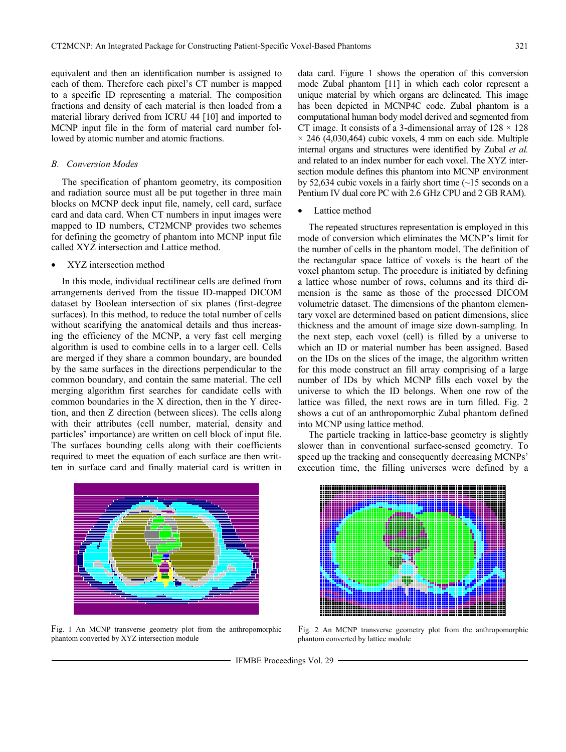equivalent and then an identification number is assigned to each of them. Therefore each pixel's CT number is mapped to a specific ID representing a material. The composition fractions and density of each material is then loaded from a material library derived from ICRU 44 [10] and imported to MCNP input file in the form of material card number followed by atomic number and atomic fractions.

### *B. Conversion Modes*

The specification of phantom geometry, its composition and radiation source must all be put together in three main blocks on MCNP deck input file, namely, cell card, surface card and data card. When CT numbers in input images were mapped to ID numbers, CT2MCNP provides two schemes for defining the geometry of phantom into MCNP input file called XYZ intersection and Lattice method.

- XYZ intersection method

In this mode, individual rectilinear cells are defined from arrangements derived from the tissue ID-mapped DICOM dataset by Boolean intersection of six planes (first-degree surfaces). In this method, to reduce the total number of cells without scarifying the anatomical details and thus increasing the efficiency of the MCNP, a very fast cell merging algorithm is used to combine cells in to a larger cell. Cells are merged if they share a common boundary, are bounded by the same surfaces in the directions perpendicular to the common boundary, and contain the same material. The cell merging algorithm first searches for candidate cells with common boundaries in the X direction, then in the Y direction, and then Z direction (between slices). The cells along with their attributes (cell number, material, density and particles' importance) are written on cell block of input file. The surfaces bounding cells along with their coefficients required to meet the equation of each surface are then written in surface card and finally material card is written in data card. Figure 1 shows the operation of this conversion mode Zubal phantom [11] in which each color represent a unique material by which organs are delineated. This image has been depicted in MCNP4C code. Zubal phantom is a computational human body model derived and segmented from CT image. It consists of a 3-dimensional array of $128 \times 128 \times 246$ (4,030,464) cubic voxels, 4 mm on each side. Multiple internal organs and structures were identified by Zubal *et al.* and related to an index number for each voxel. The XYZ intersection module defines this phantom into MCNP environment by 52,634 cubic voxels in a fairly short time (~15 seconds on a Pentium IV dual core PC with 2.6 GHz CPU and 2 GB RAM).

- Lattice method

The repeated structures representation is employed in this mode of conversion which eliminates the MCNP's limit for the number of cells in the phantom model. The definition of the rectangular space lattice of voxels is the heart of the voxel phantom setup. The procedure is initiated by defining a lattice whose number of rows, columns and its third dimension is the same as those of the processed DICOM volumetric dataset. The dimensions of the phantom elementary voxel are determined based on patient dimensions, slice thickness and the amount of image size down-sampling. In the next step, each voxel (cell) is filled by a universe to which an ID or material number has been assigned. Based on the IDs on the slices of the image, the algorithm written for this mode construct an fill array comprising of a large number of IDs by which MCNP fills each voxel by the universe to which the ID belongs. When one row of the lattice was filled, the next rows are in turn filled. Fig. 2 shows a cut of an anthropomorphic Zubal phantom defined into MCNP using lattice method.

The particle tracking in lattice-base geometry is slightly slower than in conventional surface-sensed geometry. To speed up the tracking and consequently decreasing MCNPs' execution time, the filling universes were defined by a

Fig. 1 An MCNP transverse geometry plot from the anthropomorphic phantom converted by XYZ intersection module

Fig. 2 An MCNP transverse geometry plot from the anthropomorphic phantom converted by lattice module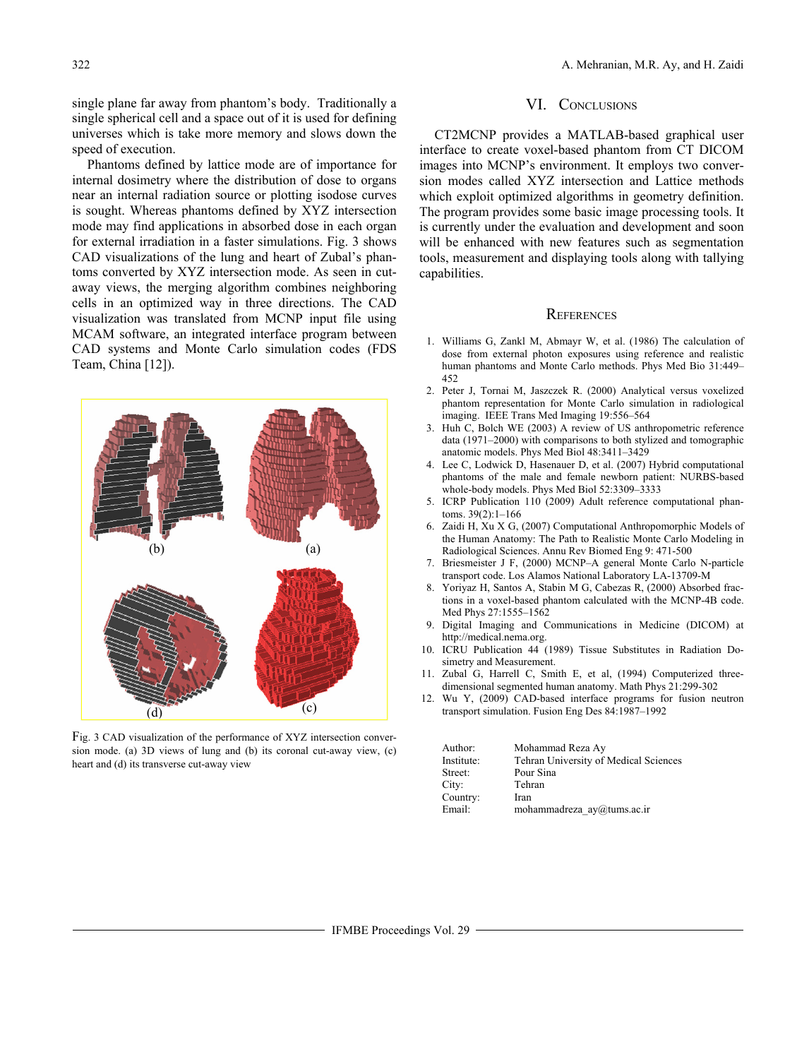single plane far away from phantom's body. Traditionally a single spherical cell and a space out of it is used for defining universes which is take more memory and slows down the speed of execution.

Phantoms defined by lattice mode are of importance for internal dosimetry where the distribution of dose to organs near an internal radiation source or plotting isodose curves is sought. Whereas phantoms defined by XYZ intersection mode may find applications in absorbed dose in each organ for external irradiation in a faster simulations. Fig. 3 shows CAD visualizations of the lung and heart of Zubal's phantoms converted by XYZ intersection mode. As seen in cut-away views, the merging algorithm combines neighboring cells in an optimized way in three directions. The CAD visualization was translated from MCNP input file using MCAM software, an integrated interface program between CAD systems and Monte Carlo simulation codes (FDS Team, China [12]).

(b) (a)

(d) (c)

Fig. 3 CAD visualization of the performance of XYZ intersection conversion mode. (a) 3D views of lung and (b) its coronal cut-away view, (c) heart and (d) its transverse cut-away view

## VI. Conclusions

CT2MCNP provides a MATLAB-based graphical user interface to create voxel-based phantom from CT DICOM images into MCNP's environment. It employs two conversion modes called XYZ intersection and Lattice methods which exploit optimized algorithms in geometry definition. The program provides some basic image processing tools. It is currently under the evaluation and development and soon will be enhanced with new features such as segmentation tools, measurement and displaying tools along with tallying capabilities.

## References

1. Williams G, Zankl M, Abmayr W, et al. (1986) The calculation of dose from external photon exposures using reference and realistic human phantoms and Monte Carlo methods. Phys Med Bio 31:449–452
2. Peter J, Tornai M, Jaszczek R. (2000) Analytical versus voxelized phantom representation for Monte Carlo simulation in radiological imaging. IEEE Trans Med Imaging 19:556–564
3. Huh C, Bolch WE (2003) A review of US anthropometric reference data (1971–2000) with comparisons to both stylized and tomographic anatomic models. Phys Med Biol 48:3411–3429
4. Lee C, Lodwick D, Hasenauer D, et al. (2007) Hybrid computational phantoms of the male and female newborn patient: NURBS-based whole-body models. Phys Med Biol 52:3309–3333
5. ICRP Publication 110 (2009) Adult reference computational phantoms. 39(2):1–166
6. Zaidi H, Xu X G, (2007) Computational Anthropomorphic Models of the Human Anatomy: The Path to Realistic Monte Carlo Modeling in Radiological Sciences. Annu Rev Biomed Eng 9: 471-500
7. Briesmeister J F, (2000) MCNP–A general Monte Carlo N-particle transport code. Los Alamos National Laboratory LA-13709-M
8. Yoriyaz H, Santos A, Stabin M G, Cabezas R, (2000) Absorbed fractions in a voxel-based phantom calculated with the MCNP-4B code. Med Phys 27:1555–1562
9. Digital Imaging and Communications in Medicine (DICOM) at http://medical.nema.org.
10. ICRU Publication 44 (1989) Tissue Substitutes in Radiation Dosimetry and Measurement.
11. Zubal G, Harrell C, Smith E, et al, (1994) Computerized three-dimensional segmented human anatomy. Math Phys 21:299-302
12. Wu Y, (2009) CAD-based interface programs for fusion neutron transport simulation. Fusion Eng Des 84:1987–1992

| | |
|---|---|
| Author: | Mohammad Reza Ay |
| Institute: | Tehran University of Medical Sciences |
| Street: | Pour Sina |
| City: | Tehran |
| Country: | Iran |
| Email: | mohammadreza_ay@tums.ac.ir |